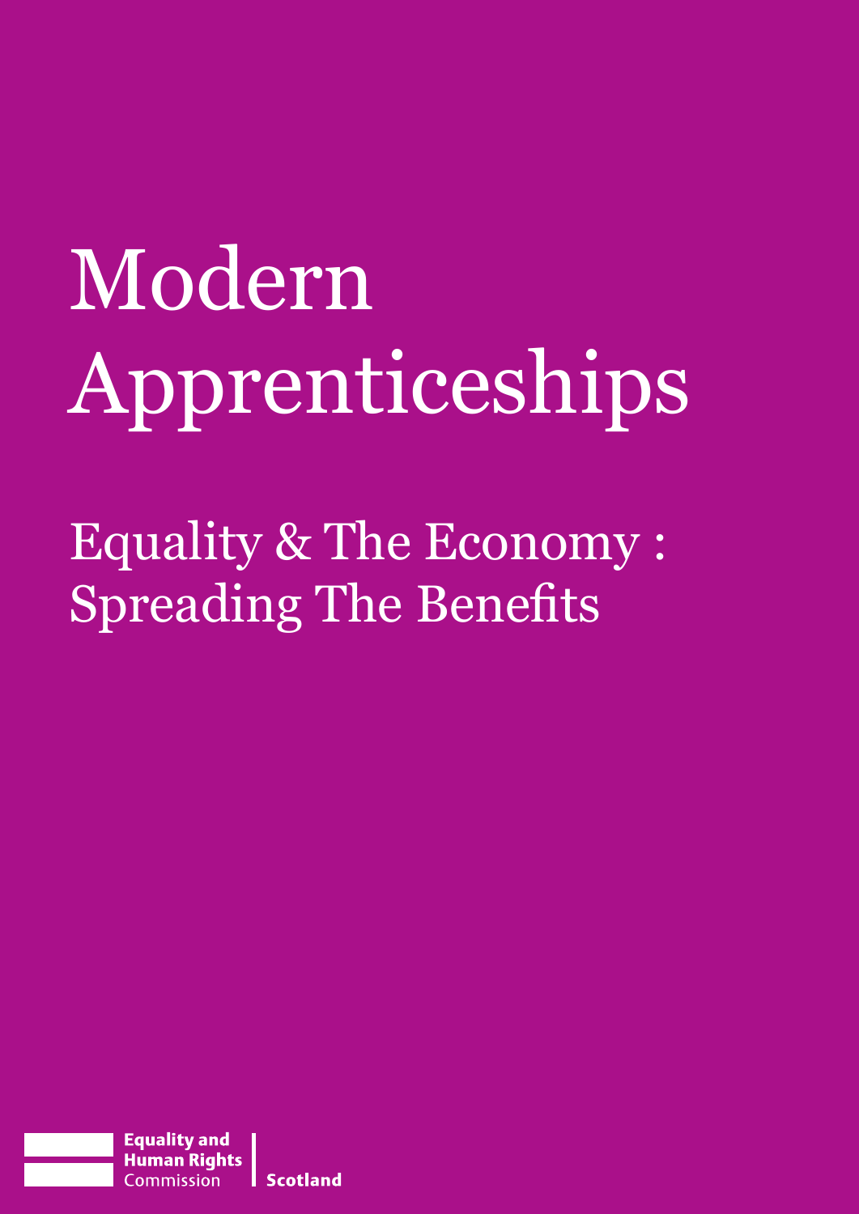# Modern Apprenticeships

## Equality & The Economy : Spreading The Benefits

Equality and Human Rights Commission | Scotland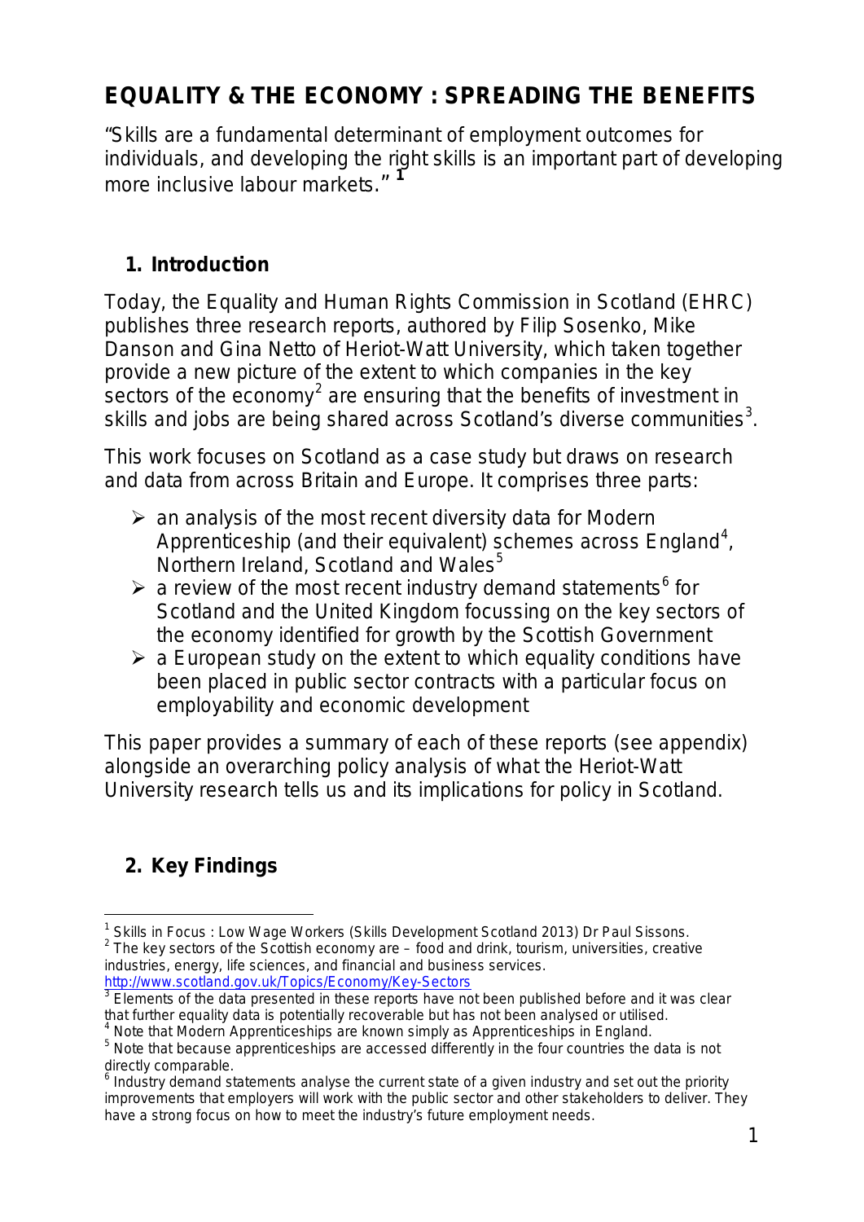# EQUALITY & THE ECONOMY : SPREADING THE BENEFITS

"Skills are a fundamental determinant of employment outcomes for individuals, and developing the right skills is an important part of developing more inclusive labour markets." [1]

## 1. Introduction

Today, the Equality and Human Rights Commission in Scotland (EHRC) publishes three research reports, authored by Filip Sosenko, Mike Danson and Gina Netto of Heriot-Watt University, which taken together provide a new picture of the extent to which companies in the key sectors of the economy[2] are ensuring that the benefits of investment in skills and jobs are being shared across Scotland's diverse communities[3].

This work focuses on Scotland as a case study but draws on research and data from across Britain and Europe. It comprises three parts:

- an analysis of the most recent diversity data for Modern Apprenticeship (and their equivalent) schemes across England[4], Northern Ireland, Scotland and Wales[5]
- a review of the most recent industry demand statements[6] for Scotland and the United Kingdom focussing on the key sectors of the economy identified for growth by the Scottish Government
- a European study on the extent to which equality conditions have been placed in public sector contracts with a particular focus on employability and economic development

This paper provides a summary of each of these reports (see appendix) alongside an overarching policy analysis of what the Heriot-Watt University research tells us and its implications for policy in Scotland.

## 2. Key Findings

---

[1] Skills in Focus : Low Wage Workers (Skills Development Scotland 2013) Dr Paul Sissons.

[2] The key sectors of the Scottish economy are – food and drink, tourism, universities, creative industries, energy, life sciences, and financial and business services. http://www.scotland.gov.uk/Topics/Economy/Key-Sectors

[3] Elements of the data presented in these reports have not been published before and it was clear that further equality data is potentially recoverable but has not been analysed or utilised.

[4] Note that Modern Apprenticeships are known simply as Apprenticeships in England.

[5] Note that because apprenticeships are accessed differently in the four countries the data is not directly comparable.

[6] Industry demand statements analyse the current state of a given industry and set out the priority improvements that employers will work with the public sector and other stakeholders to deliver. They have a strong focus on how to meet the industry's future employment needs.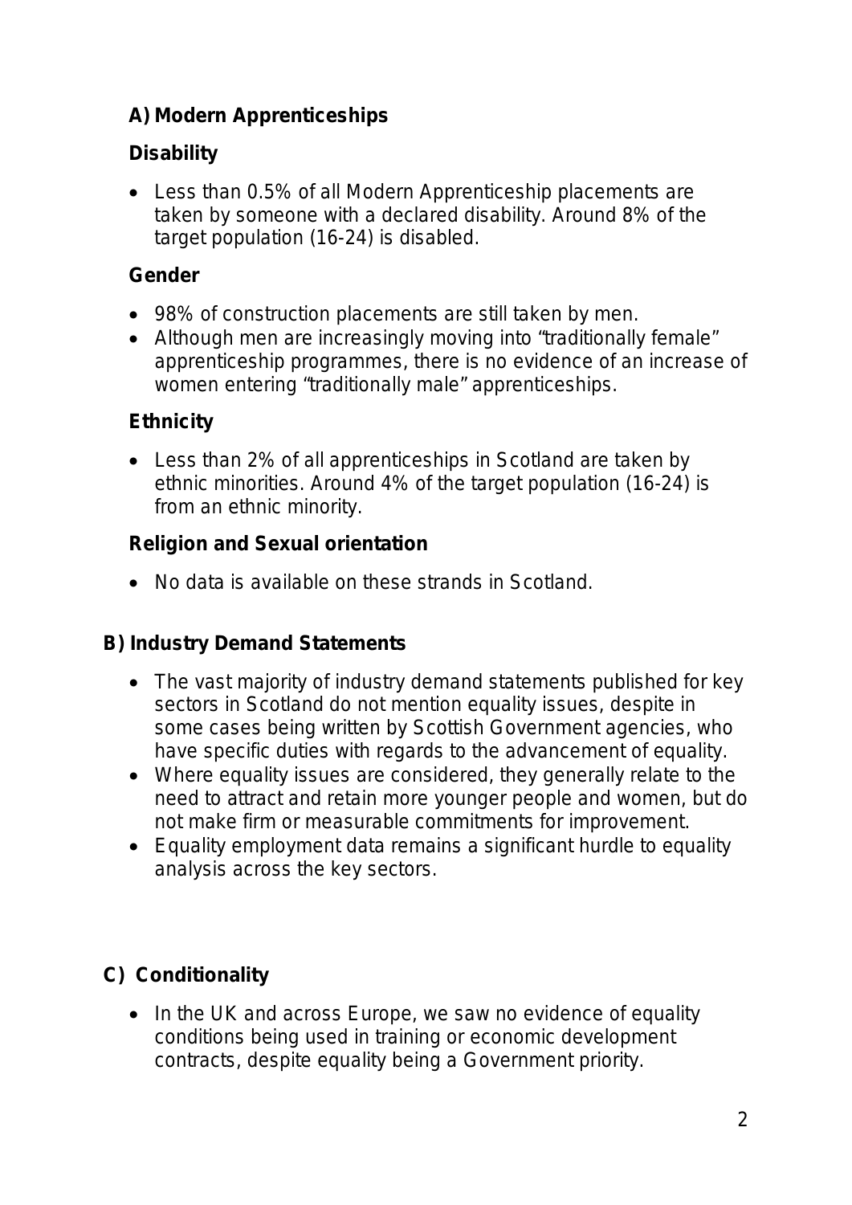### A) Modern Apprenticeships

#### Disability

- Less than 0.5% of all Modern Apprenticeship placements are taken by someone with a declared disability. Around 8% of the target population (16-24) is disabled.

#### Gender

- 98% of construction placements are still taken by men.
- Although men are increasingly moving into "traditionally female" apprenticeship programmes, there is no evidence of an increase of women entering "traditionally male" apprenticeships.

#### Ethnicity

- Less than 2% of all apprenticeships in Scotland are taken by ethnic minorities. Around 4% of the target population (16-24) is from an ethnic minority.

#### Religion and Sexual orientation

- No data is available on these strands in Scotland.

### B) Industry Demand Statements

- The vast majority of industry demand statements published for key sectors in Scotland do not mention equality issues, despite in some cases being written by Scottish Government agencies, who have specific duties with regards to the advancement of equality.
- Where equality issues are considered, they generally relate to the need to attract and retain more younger people and women, but do not make firm or measurable commitments for improvement.
- Equality employment data remains a significant hurdle to equality analysis across the key sectors.

### C) Conditionality

- In the UK and across Europe, we saw no evidence of equality conditions being used in training or economic development contracts, despite equality being a Government priority.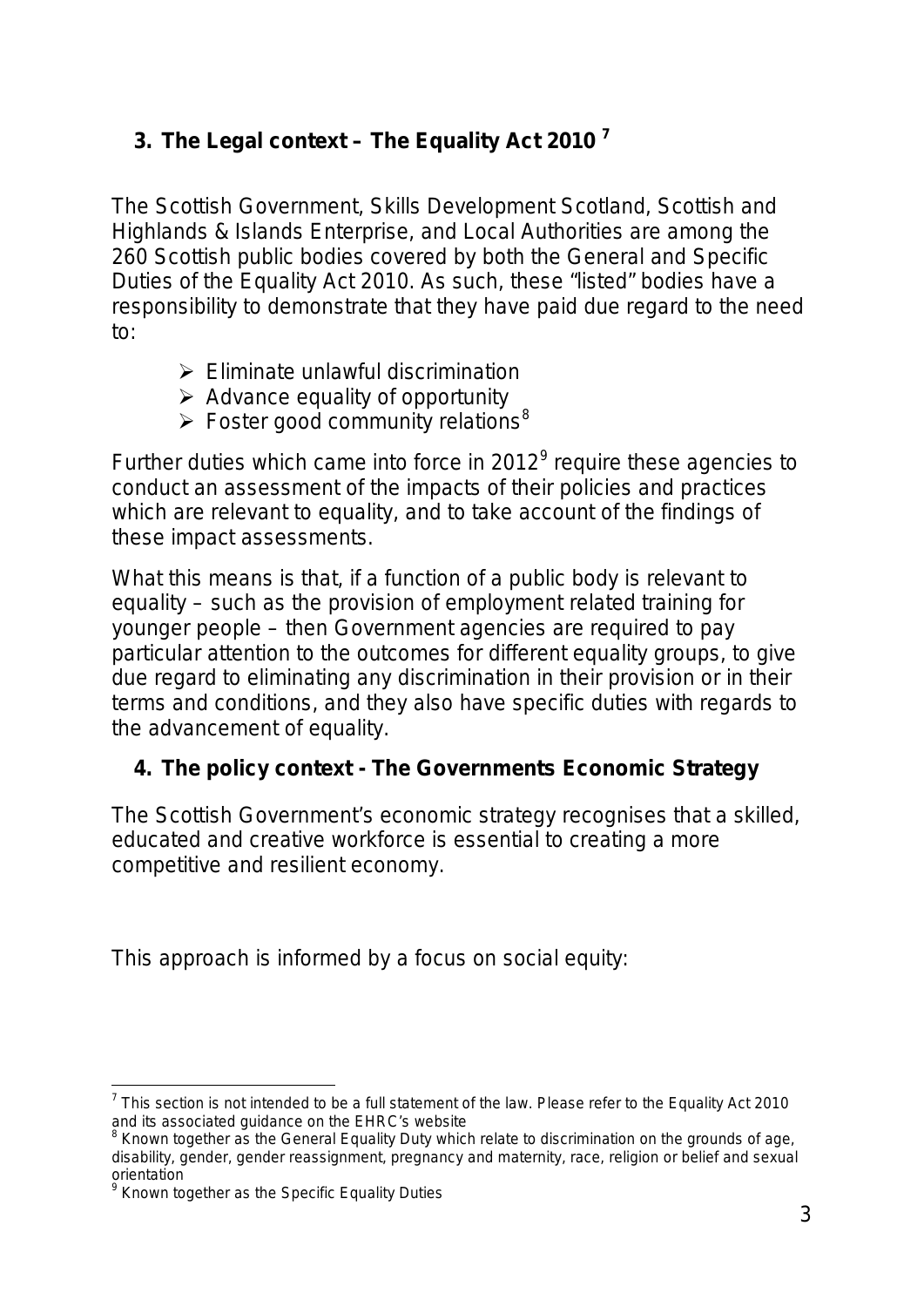## 3. The Legal context – The Equality Act 2010 [7]

The Scottish Government, Skills Development Scotland, Scottish and Highlands & Islands Enterprise, and Local Authorities are among the 260 Scottish public bodies covered by both the General and Specific Duties of the Equality Act 2010. As such, these "listed" bodies have a responsibility to demonstrate that they have paid due regard to the need to:

- Eliminate unlawful discrimination
- Advance equality of opportunity
- Foster good community relations [8]

Further duties which came into force in 2012 [9] require these agencies to conduct an assessment of the impacts of their policies and practices which are relevant to equality, and to take account of the findings of these impact assessments.

What this means is that, if a function of a public body is relevant to equality – such as the provision of employment related training for younger people – then Government agencies are required to pay particular attention to the outcomes for different equality groups, to give due regard to eliminating any discrimination in their provision or in their terms and conditions, and they also have specific duties with regards to the advancement of equality.

## 4. The policy context - The Governments Economic Strategy

The Scottish Government's economic strategy recognises that a skilled, educated and creative workforce is essential to creating a more competitive and resilient economy.

This approach is informed by a focus on social equity:

---

[7] This section is not intended to be a full statement of the law. Please refer to the Equality Act 2010 and its associated guidance on the EHRC's website

[8] Known together as the General Equality Duty which relate to discrimination on the grounds of age, disability, gender, gender reassignment, pregnancy and maternity, race, religion or belief and sexual orientation

[9] Known together as the Specific Equality Duties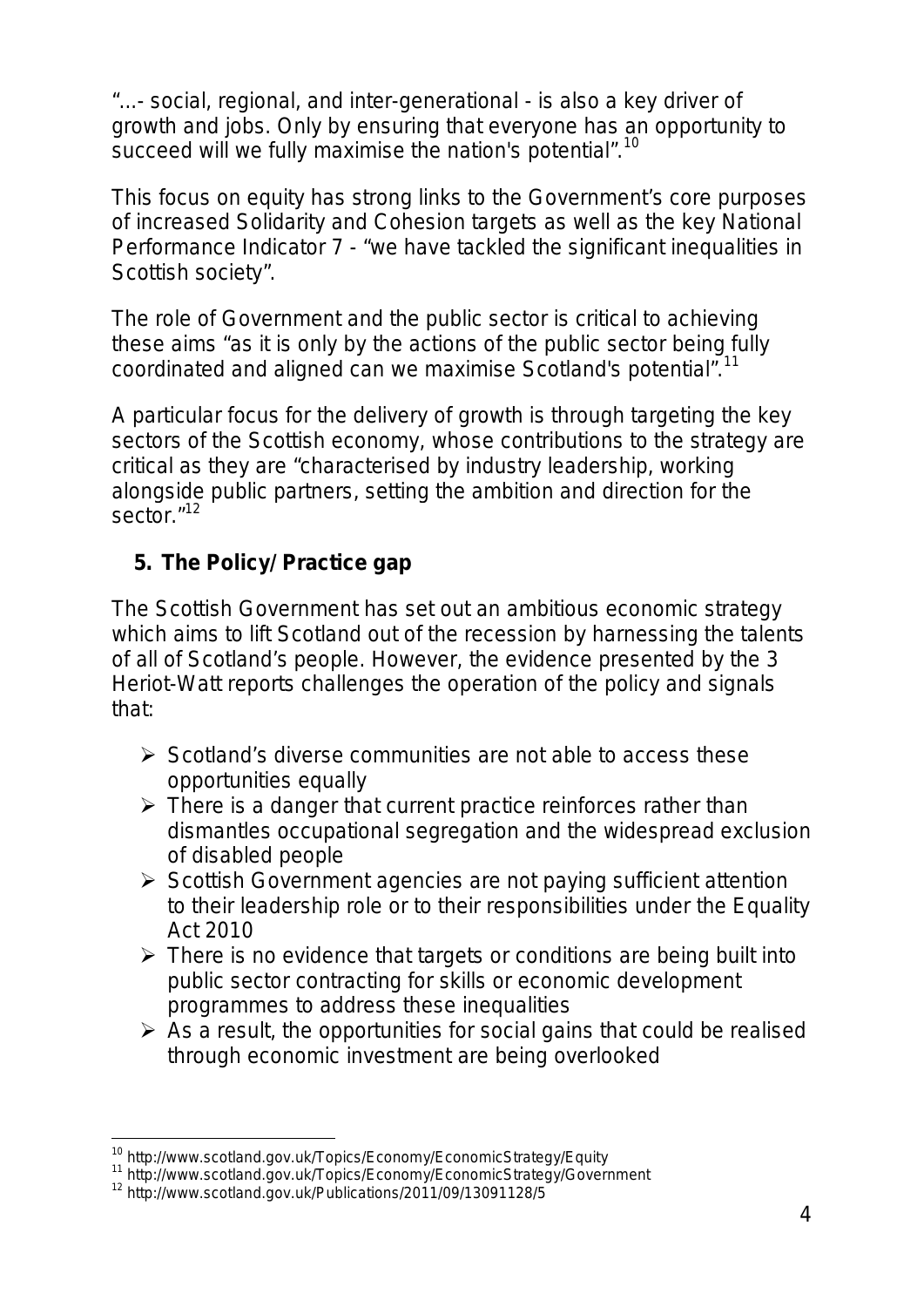"...- social, regional, and inter-generational - is also a key driver of growth and jobs. Only by ensuring that everyone has an opportunity to succeed will we fully maximise the nation's potential".[10]

This focus on equity has strong links to the Government's core purposes of increased Solidarity and Cohesion targets as well as the key National Performance Indicator 7 - "we have tackled the significant inequalities in Scottish society".

The role of Government and the public sector is critical to achieving these aims "as it is only by the actions of the public sector being fully coordinated and aligned can we maximise Scotland's potential".[11]

A particular focus for the delivery of growth is through targeting the key sectors of the Scottish economy, whose contributions to the strategy are critical as they are "characterised by industry leadership, working alongside public partners, setting the ambition and direction for the sector."[12]

## 5. The Policy/Practice gap

The Scottish Government has set out an ambitious economic strategy which aims to lift Scotland out of the recession by harnessing the talents of all of Scotland's people. However, the evidence presented by the 3 Heriot-Watt reports challenges the operation of the policy and signals that:

- Scotland's diverse communities are not able to access these opportunities equally
- There is a danger that current practice reinforces rather than dismantles occupational segregation and the widespread exclusion of disabled people
- Scottish Government agencies are not paying sufficient attention to their leadership role or to their responsibilities under the Equality Act 2010
- There is no evidence that targets or conditions are being built into public sector contracting for skills or economic development programmes to address these inequalities
- As a result, the opportunities for social gains that could be realised through economic investment are being overlooked

---

[10] http://www.scotland.gov.uk/Topics/Economy/EconomicStrategy/Equity
[11] http://www.scotland.gov.uk/Topics/Economy/EconomicStrategy/Government
[12] http://www.scotland.gov.uk/Publications/2011/09/13091128/5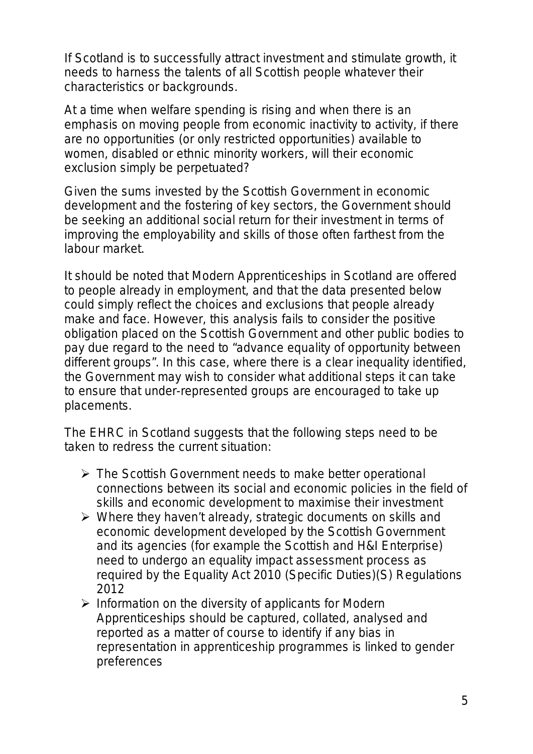If Scotland is to successfully attract investment and stimulate growth, it needs to harness the talents of all Scottish people whatever their characteristics or backgrounds.

At a time when welfare spending is rising and when there is an emphasis on moving people from economic inactivity to activity, if there are no opportunities (or only restricted opportunities) available to women, disabled or ethnic minority workers, will their economic exclusion simply be perpetuated?

Given the sums invested by the Scottish Government in economic development and the fostering of key sectors, the Government should be seeking an additional social return for their investment in terms of improving the employability and skills of those often farthest from the labour market.

It should be noted that Modern Apprenticeships in Scotland are offered to people already in employment, and that the data presented below could simply reflect the choices and exclusions that people already make and face. However, this analysis fails to consider the positive obligation placed on the Scottish Government and other public bodies to pay due regard to the need to "advance equality of opportunity between different groups". In this case, where there is a clear inequality identified, the Government may wish to consider what additional steps it can take to ensure that under-represented groups are encouraged to take up placements.

The EHRC in Scotland suggests that the following steps need to be taken to redress the current situation:

- The Scottish Government needs to make better operational connections between its social and economic policies in the field of skills and economic development to maximise their investment
- Where they haven't already, strategic documents on skills and economic development developed by the Scottish Government and its agencies (for example the Scottish and H&I Enterprise) need to undergo an equality impact assessment process as required by the Equality Act 2010 (Specific Duties)(S) Regulations 2012
- Information on the diversity of applicants for Modern Apprenticeships should be captured, collated, analysed and reported as a matter of course to identify if any bias in representation in apprenticeship programmes is linked to gender preferences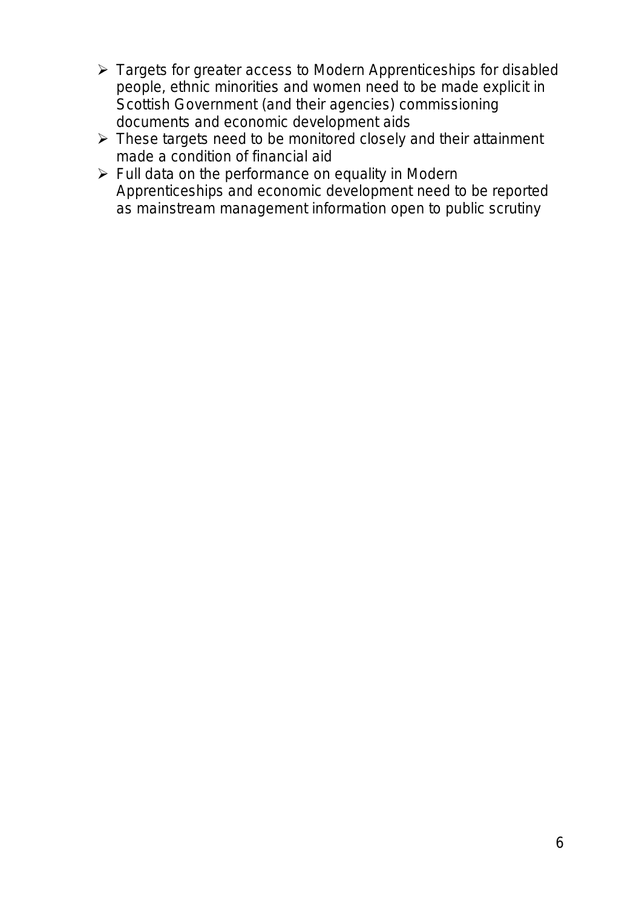- Targets for greater access to Modern Apprenticeships for disabled people, ethnic minorities and women need to be made explicit in Scottish Government (and their agencies) commissioning documents and economic development aids
- These targets need to be monitored closely and their attainment made a condition of financial aid
- Full data on the performance on equality in Modern Apprenticeships and economic development need to be reported as mainstream management information open to public scrutiny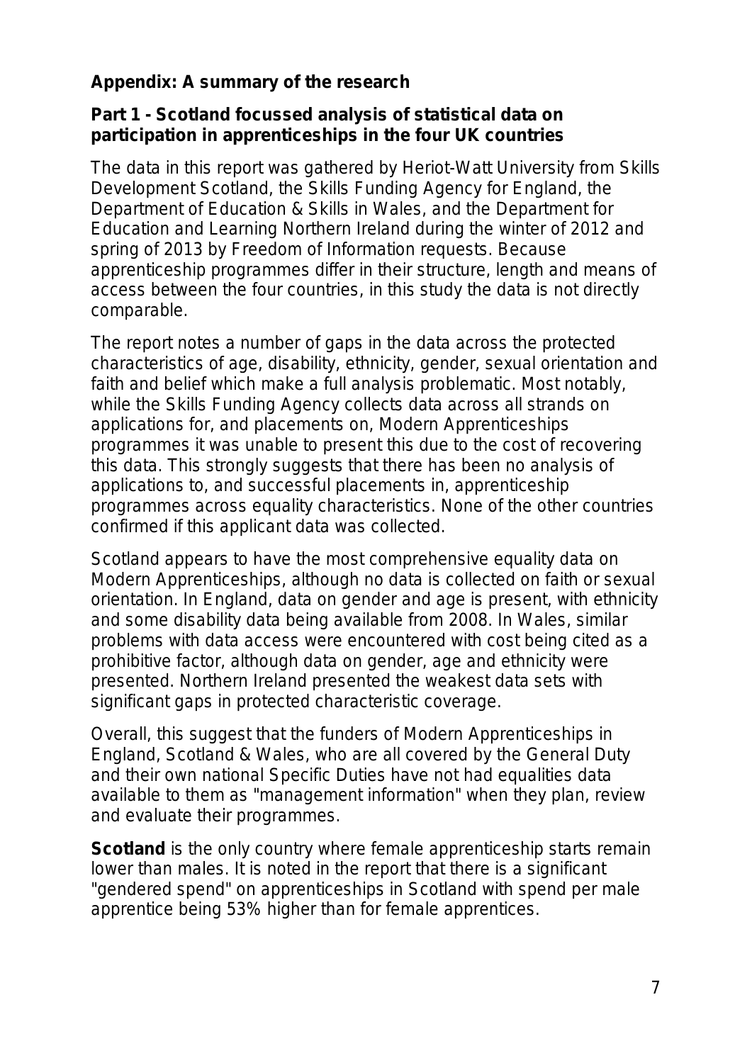## Appendix: A summary of the research

### Part 1 - Scotland focussed analysis of statistical data on participation in apprenticeships in the four UK countries

The data in this report was gathered by Heriot-Watt University from Skills Development Scotland, the Skills Funding Agency for England, the Department of Education & Skills in Wales, and the Department for Education and Learning Northern Ireland during the winter of 2012 and spring of 2013 by Freedom of Information requests. Because apprenticeship programmes differ in their structure, length and means of access between the four countries, in this study the data is not directly comparable.

The report notes a number of gaps in the data across the protected characteristics of age, disability, ethnicity, gender, sexual orientation and faith and belief which make a full analysis problematic. Most notably, while the Skills Funding Agency collects data across all strands on applications for, and placements on, Modern Apprenticeships programmes it was unable to present this due to the cost of recovering this data. This strongly suggests that there has been no analysis of applications to, and successful placements in, apprenticeship programmes across equality characteristics. None of the other countries confirmed if this applicant data was collected.

Scotland appears to have the most comprehensive equality data on Modern Apprenticeships, although no data is collected on faith or sexual orientation. In England, data on gender and age is present, with ethnicity and some disability data being available from 2008. In Wales, similar problems with data access were encountered with cost being cited as a prohibitive factor, although data on gender, age and ethnicity were presented. Northern Ireland presented the weakest data sets with significant gaps in protected characteristic coverage.

Overall, this suggest that the funders of Modern Apprenticeships in England, Scotland & Wales, who are all covered by the General Duty and their own national Specific Duties have not had equalities data available to them as "management information" when they plan, review and evaluate their programmes.

**Scotland** is the only country where female apprenticeship starts remain lower than males. It is noted in the report that there is a significant "gendered spend" on apprenticeships in Scotland with spend per male apprentice being 53% higher than for female apprentices.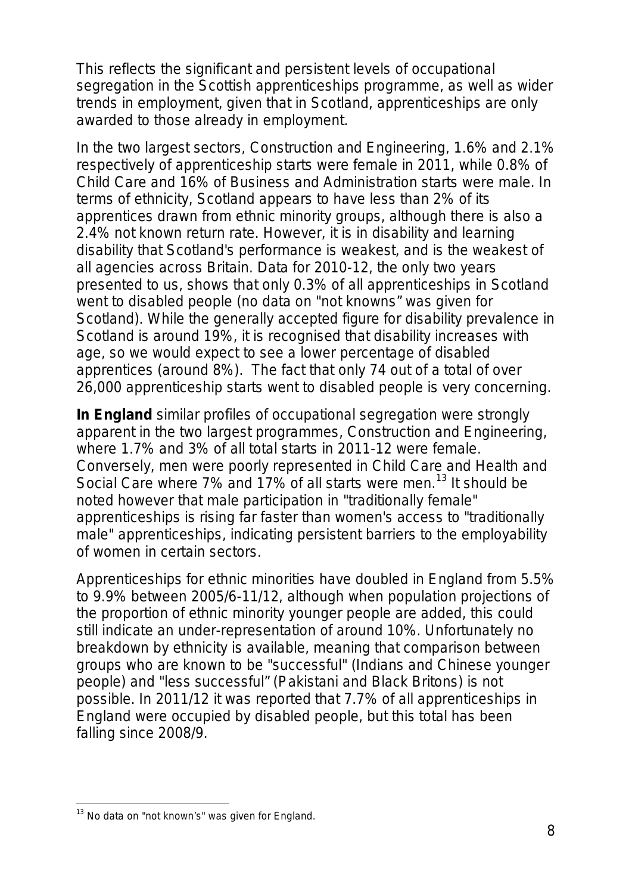This reflects the significant and persistent levels of occupational segregation in the Scottish apprenticeships programme, as well as wider trends in employment, given that in Scotland, apprenticeships are only awarded to those already in employment.

In the two largest sectors, Construction and Engineering, 1.6% and 2.1% respectively of apprenticeship starts were female in 2011, while 0.8% of Child Care and 16% of Business and Administration starts were male. In terms of ethnicity, Scotland appears to have less than 2% of its apprentices drawn from ethnic minority groups, although there is also a 2.4% not known return rate. However, it is in disability and learning disability that Scotland's performance is weakest, and is the weakest of all agencies across Britain. Data for 2010-12, the only two years presented to us, shows that only 0.3% of all apprenticeships in Scotland went to disabled people (no data on "not knowns" was given for Scotland). While the generally accepted figure for disability prevalence in Scotland is around 19%, it is recognised that disability increases with age, so we would expect to see a lower percentage of disabled apprentices (around 8%). The fact that only 74 out of a total of over 26,000 apprenticeship starts went to disabled people is very concerning.

**In England** similar profiles of occupational segregation were strongly apparent in the two largest programmes, Construction and Engineering, where 1.7% and 3% of all total starts in 2011-12 were female. Conversely, men were poorly represented in Child Care and Health and Social Care where 7% and 17% of all starts were men.[13] It should be noted however that male participation in "traditionally female" apprenticeships is rising far faster than women's access to "traditionally male" apprenticeships, indicating persistent barriers to the employability of women in certain sectors.

Apprenticeships for ethnic minorities have doubled in England from 5.5% to 9.9% between 2005/6-11/12, although when population projections of the proportion of ethnic minority younger people are added, this could still indicate an under-representation of around 10%. Unfortunately no breakdown by ethnicity is available, meaning that comparison between groups who are known to be "successful" (Indians and Chinese younger people) and "less successful" (Pakistani and Black Britons) is not possible. In 2011/12 it was reported that 7.7% of all apprenticeships in England were occupied by disabled people, but this total has been falling since 2008/9.

[13] No data on "not known's" was given for England.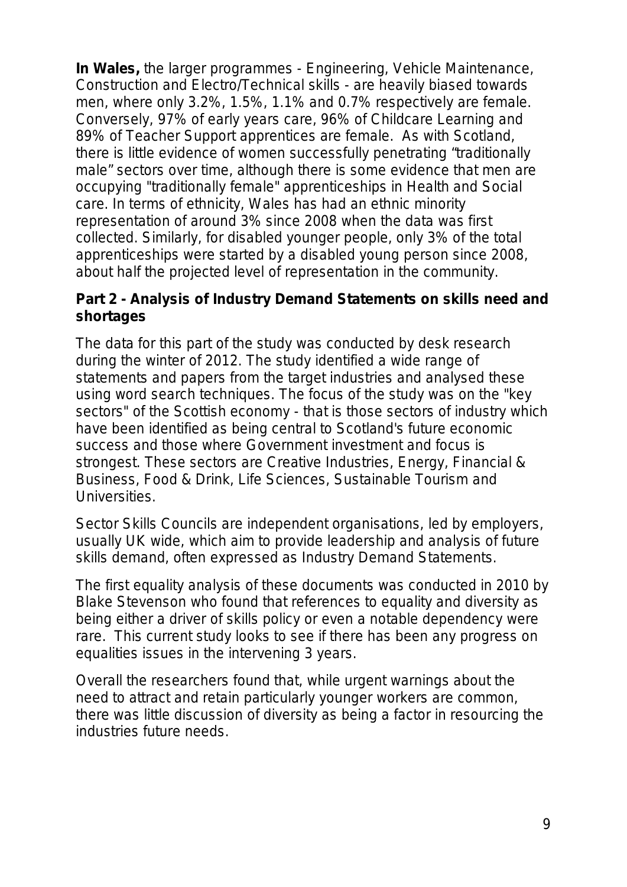**In Wales,** the larger programmes - Engineering, Vehicle Maintenance, Construction and Electro/Technical skills - are heavily biased towards men, where only 3.2%, 1.5%, 1.1% and 0.7% respectively are female. Conversely, 97% of early years care, 96% of Childcare Learning and 89% of Teacher Support apprentices are female. As with Scotland, there is little evidence of women successfully penetrating "traditionally male" sectors over time, although there is some evidence that men are occupying "traditionally female" apprenticeships in Health and Social care. In terms of ethnicity, Wales has had an ethnic minority representation of around 3% since 2008 when the data was first collected. Similarly, for disabled younger people, only 3% of the total apprenticeships were started by a disabled young person since 2008, about half the projected level of representation in the community.

**Part 2 - Analysis of Industry Demand Statements on skills need and shortages**

The data for this part of the study was conducted by desk research during the winter of 2012. The study identified a wide range of statements and papers from the target industries and analysed these using word search techniques. The focus of the study was on the "key sectors" of the Scottish economy - that is those sectors of industry which have been identified as being central to Scotland's future economic success and those where Government investment and focus is strongest. These sectors are Creative Industries, Energy, Financial & Business, Food & Drink, Life Sciences, Sustainable Tourism and Universities.

Sector Skills Councils are independent organisations, led by employers, usually UK wide, which aim to provide leadership and analysis of future skills demand, often expressed as Industry Demand Statements.

The first equality analysis of these documents was conducted in 2010 by Blake Stevenson who found that references to equality and diversity as being either a driver of skills policy or even a notable dependency were rare. This current study looks to see if there has been any progress on equalities issues in the intervening 3 years.

Overall the researchers found that, while urgent warnings about the need to attract and retain particularly younger workers are common, there was little discussion of diversity as being a factor in resourcing the industries future needs.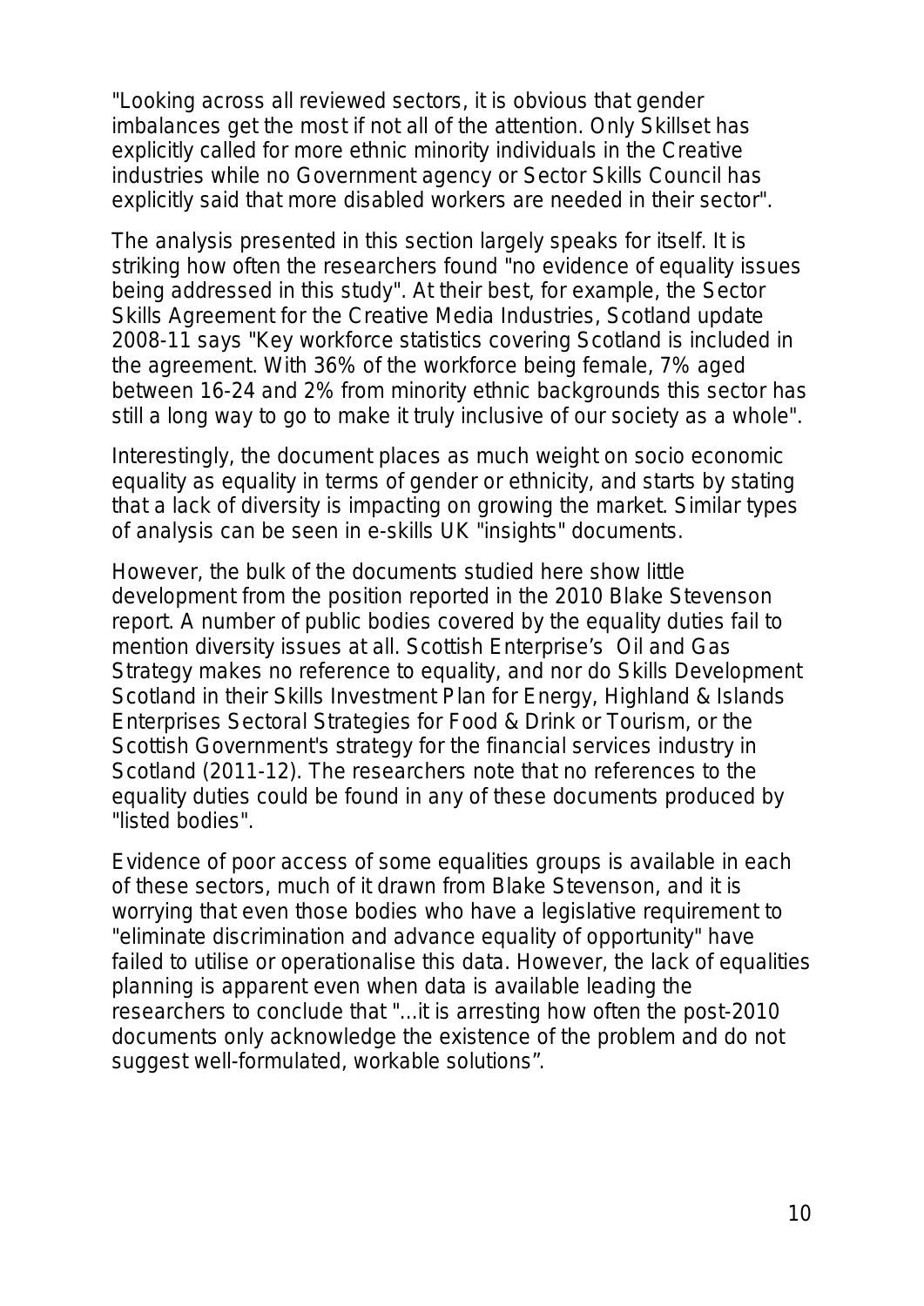"Looking across all reviewed sectors, it is obvious that gender imbalances get the most if not all of the attention. Only Skillset has explicitly called for more ethnic minority individuals in the Creative industries while no Government agency or Sector Skills Council has explicitly said that more disabled workers are needed in their sector".

The analysis presented in this section largely speaks for itself. It is striking how often the researchers found "no evidence of equality issues being addressed in this study". At their best, for example, the Sector Skills Agreement for the Creative Media Industries, Scotland update 2008-11 says "Key workforce statistics covering Scotland is included in the agreement. With 36% of the workforce being female, 7% aged between 16-24 and 2% from minority ethnic backgrounds this sector has still a long way to go to make it truly inclusive of our society as a whole".

Interestingly, the document places as much weight on socio economic equality as equality in terms of gender or ethnicity, and starts by stating that a lack of diversity is impacting on growing the market. Similar types of analysis can be seen in e-skills UK "insights" documents.

However, the bulk of the documents studied here show little development from the position reported in the 2010 Blake Stevenson report. A number of public bodies covered by the equality duties fail to mention diversity issues at all. Scottish Enterprise's Oil and Gas Strategy makes no reference to equality, and nor do Skills Development Scotland in their Skills Investment Plan for Energy, Highland & Islands Enterprises Sectoral Strategies for Food & Drink or Tourism, or the Scottish Government's strategy for the financial services industry in Scotland (2011-12). The researchers note that no references to the equality duties could be found in any of these documents produced by "listed bodies".

Evidence of poor access of some equalities groups is available in each of these sectors, much of it drawn from Blake Stevenson, and it is worrying that even those bodies who have a legislative requirement to "eliminate discrimination and advance equality of opportunity" have failed to utilise or operationalise this data. However, the lack of equalities planning is apparent even when data is available leading the researchers to conclude that "...it is arresting how often the post-2010 documents only acknowledge the existence of the problem and do not suggest well-formulated, workable solutions".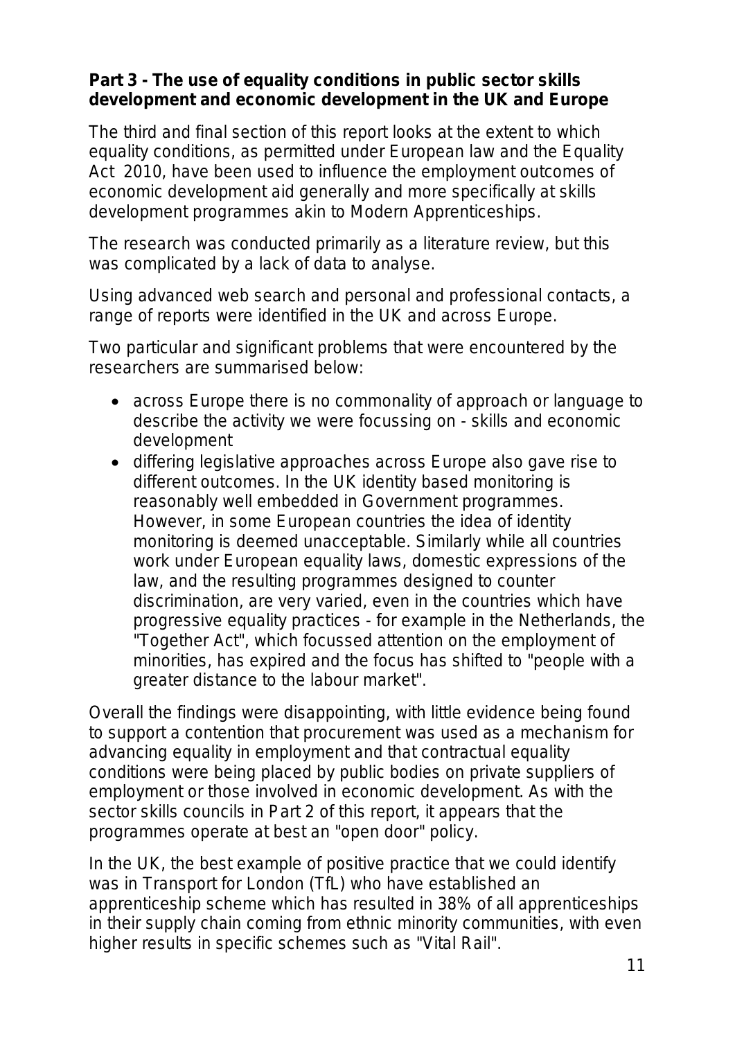**Part 3 - The use of equality conditions in public sector skills development and economic development in the UK and Europe**

The third and final section of this report looks at the extent to which equality conditions, as permitted under European law and the Equality Act 2010, have been used to influence the employment outcomes of economic development aid generally and more specifically at skills development programmes akin to Modern Apprenticeships.

The research was conducted primarily as a literature review, but this was complicated by a lack of data to analyse.

Using advanced web search and personal and professional contacts, a range of reports were identified in the UK and across Europe.

Two particular and significant problems that were encountered by the researchers are summarised below:

- across Europe there is no commonality of approach or language to describe the activity we were focussing on - skills and economic development
- differing legislative approaches across Europe also gave rise to different outcomes. In the UK identity based monitoring is reasonably well embedded in Government programmes. However, in some European countries the idea of identity monitoring is deemed unacceptable. Similarly while all countries work under European equality laws, domestic expressions of the law, and the resulting programmes designed to counter discrimination, are very varied, even in the countries which have progressive equality practices - for example in the Netherlands, the "Together Act", which focussed attention on the employment of minorities, has expired and the focus has shifted to "people with a greater distance to the labour market".

Overall the findings were disappointing, with little evidence being found to support a contention that procurement was used as a mechanism for advancing equality in employment and that contractual equality conditions were being placed by public bodies on private suppliers of employment or those involved in economic development. As with the sector skills councils in Part 2 of this report, it appears that the programmes operate at best an "open door" policy.

In the UK, the best example of positive practice that we could identify was in Transport for London (TfL) who have established an apprenticeship scheme which has resulted in 38% of all apprenticeships in their supply chain coming from ethnic minority communities, with even higher results in specific schemes such as "Vital Rail".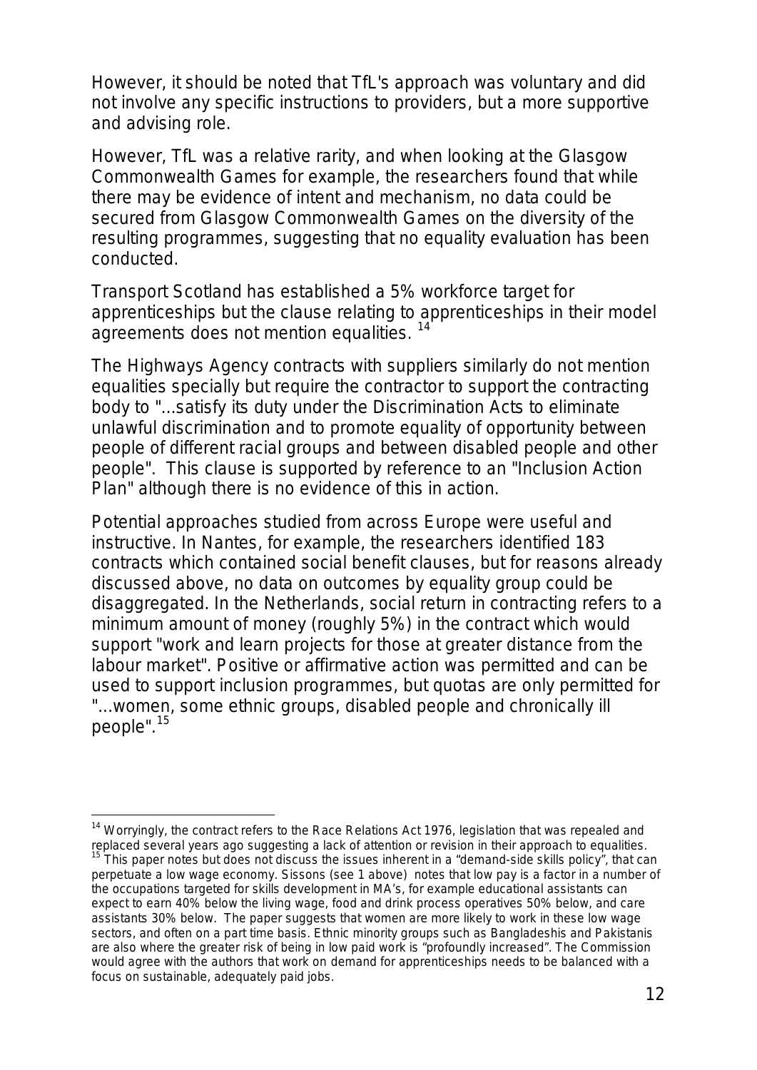However, it should be noted that TfL's approach was voluntary and did not involve any specific instructions to providers, but a more supportive and advising role.

However, TfL was a relative rarity, and when looking at the Glasgow Commonwealth Games for example, the researchers found that while there may be evidence of intent and mechanism, no data could be secured from Glasgow Commonwealth Games on the diversity of the resulting programmes, suggesting that no equality evaluation has been conducted.

Transport Scotland has established a 5% workforce target for apprenticeships but the clause relating to apprenticeships in their model agreements does not mention equalities. [14]

The Highways Agency contracts with suppliers similarly do not mention equalities specially but require the contractor to support the contracting body to "...satisfy its duty under the Discrimination Acts to eliminate unlawful discrimination and to promote equality of opportunity between people of different racial groups and between disabled people and other people". This clause is supported by reference to an "Inclusion Action Plan" although there is no evidence of this in action.

Potential approaches studied from across Europe were useful and instructive. In Nantes, for example, the researchers identified 183 contracts which contained social benefit clauses, but for reasons already discussed above, no data on outcomes by equality group could be disaggregated. In the Netherlands, social return in contracting refers to a minimum amount of money (roughly 5%) in the contract which would support "work and learn projects for those at greater distance from the labour market". Positive or affirmative action was permitted and can be used to support inclusion programmes, but quotas are only permitted for "...women, some ethnic groups, disabled people and chronically ill people".[15]

---

[14] Worryingly, the contract refers to the Race Relations Act 1976, legislation that was repealed and replaced several years ago suggesting a lack of attention or revision in their approach to equalities.

[15] This paper notes but does not discuss the issues inherent in a "demand-side skills policy", that can perpetuate a low wage economy. Sissons (see 1 above) notes that low pay is a factor in a number of the occupations targeted for skills development in MA's, for example educational assistants can expect to earn 40% below the living wage, food and drink process operatives 50% below, and care assistants 30% below. The paper suggests that women are more likely to work in these low wage sectors, and often on a part time basis. Ethnic minority groups such as Bangladeshis and Pakistanis are also where the greater risk of being in low paid work is "profoundly increased". The Commission would agree with the authors that work on demand for apprenticeships needs to be balanced with a focus on sustainable, adequately paid jobs.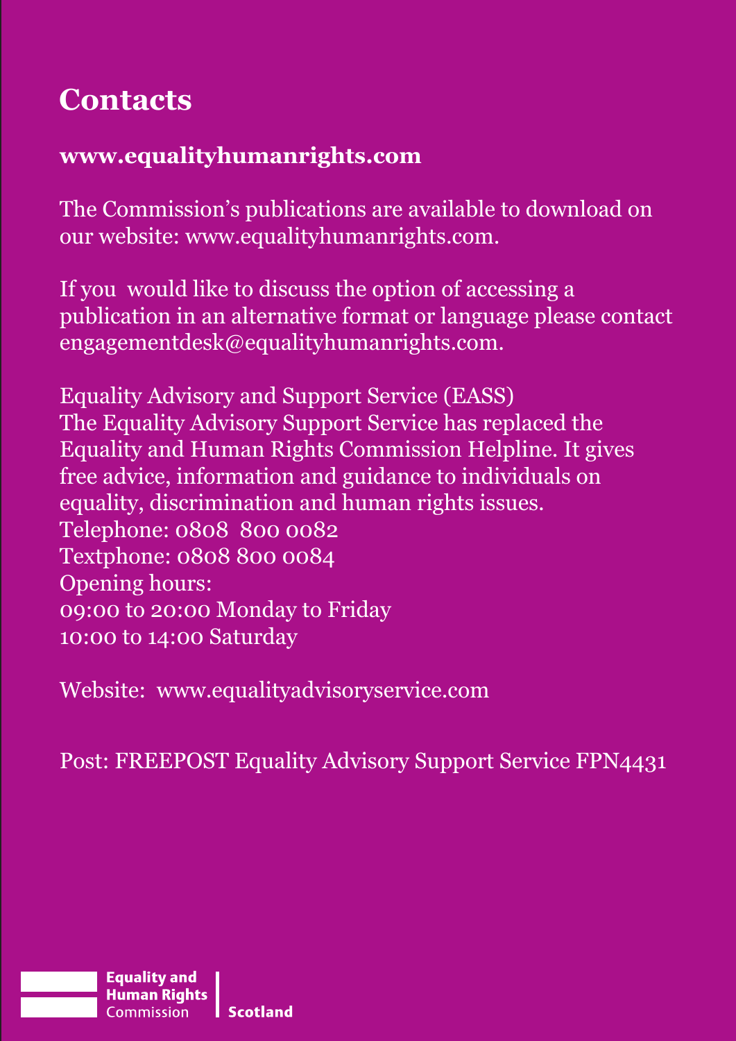## Contacts

**www.equalityhumanrights.com**

The Commission's publications are available to download on our website: www.equalityhumanrights.com.

If you would like to discuss the option of accessing a publication in an alternative format or language please contact engagementdesk@equalityhumanrights.com.

Equality Advisory and Support Service (EASS)
The Equality Advisory Support Service has replaced the Equality and Human Rights Commission Helpline. It gives free advice, information and guidance to individuals on equality, discrimination and human rights issues.
Telephone: 0808 800 0082
Textphone: 0808 800 0084
Opening hours:
09:00 to 20:00 Monday to Friday
10:00 to 14:00 Saturday

Website: www.equalityadvisoryservice.com

Post: FREEPOST Equality Advisory Support Service FPN4431

Equality and Human Rights Commission | Scotland